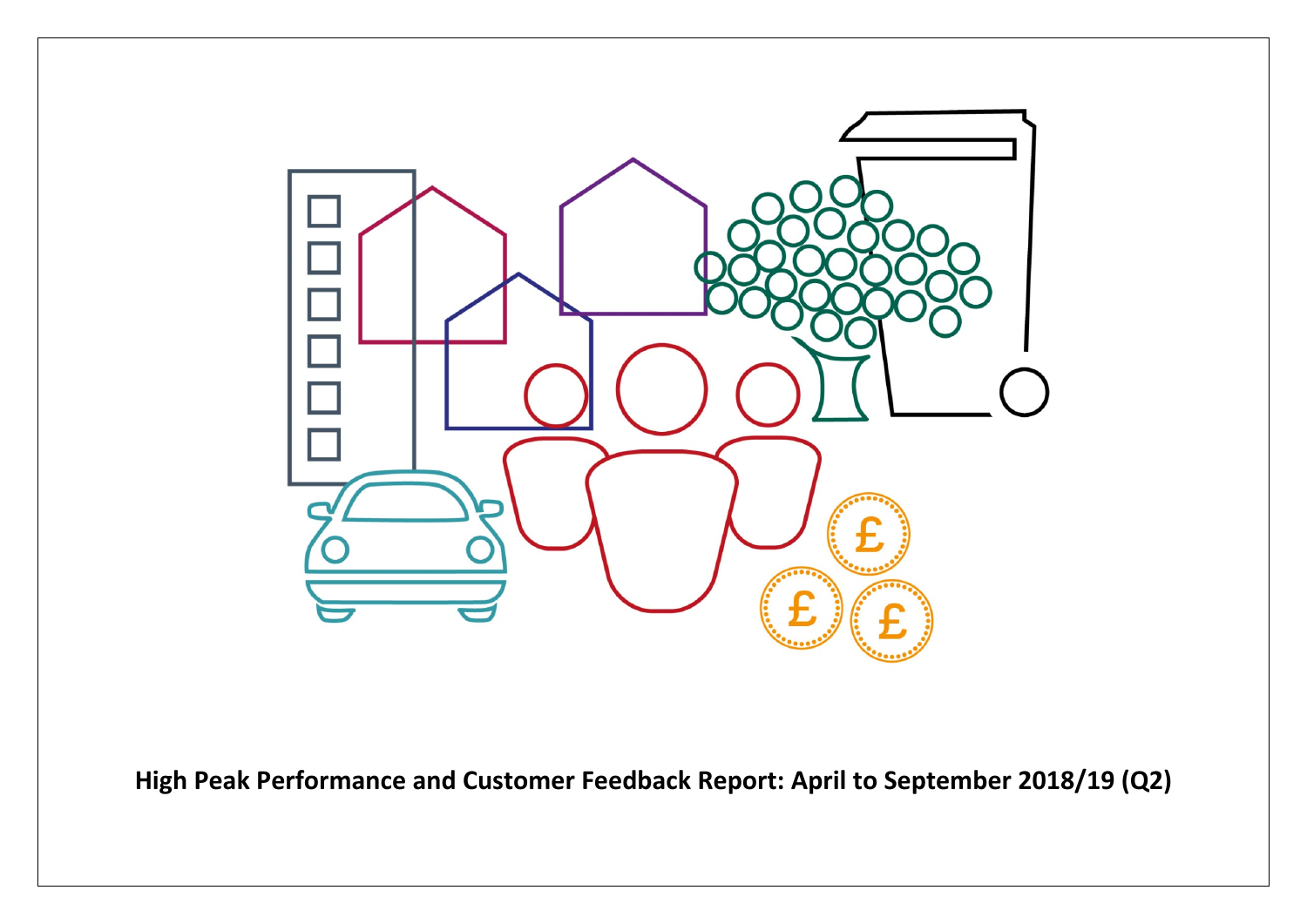**High Peak Performance and Customer Feedback Report: April to September 2018/19 (Q2)**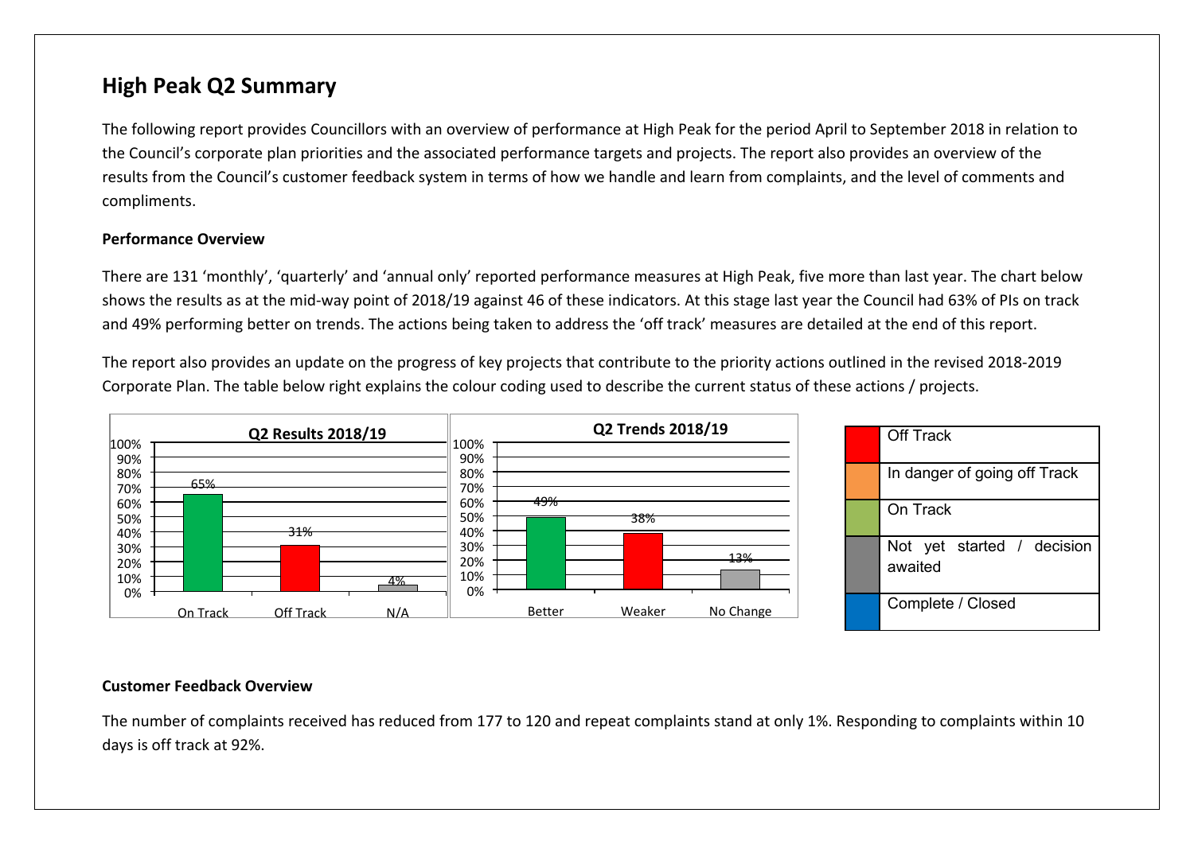# High Peak Q2 Summary

The following report provides Councillors with an overview of performance at High Peak for the period April to September 2018 in relation to the Council's corporate plan priorities and the associated performance targets and projects. The report also provides an overview of the results from the Council's customer feedback system in terms of how we handle and learn from complaints, and the level of comments and compliments.

**Performance Overview**

There are 131 'monthly', 'quarterly' and 'annual only' reported performance measures at High Peak, five more than last year. The chart below shows the results as at the mid-way point of 2018/19 against 46 of these indicators. At this stage last year the Council had 63% of PIs on track and 49% performing better on trends. The actions being taken to address the 'off track' measures are detailed at the end of this report.

The report also provides an update on the progress of key projects that contribute to the priority actions outlined in the revised 2018-2019 Corporate Plan. The table below right explains the colour coding used to describe the current status of these actions / projects.

**Q2 Results 2018/19**

| Status | % |
|---|---|
| On Track | 65% |
| Off Track | 31% |
| N/A | 4% |

**Q2 Trends 2018/19**

| Trend | % |
|---|---|
| Better | 49% |
| Weaker | 38% |
| No Change | 13% |

| Colour | Status |
|---|---|
| Red | Off Track |
| Orange | In danger of going off Track |
| Green | On Track |
| Grey | Not yet started / decision awaited |
| Blue | Complete / Closed |

**Customer Feedback Overview**

The number of complaints received has reduced from 177 to 120 and repeat complaints stand at only 1%. Responding to complaints within 10 days is off track at 92%.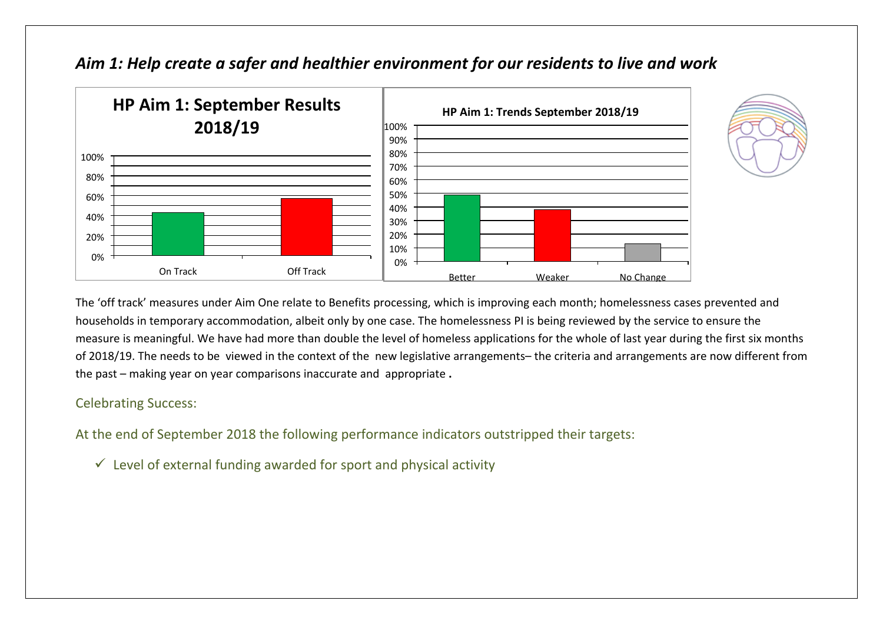## *Aim 1: Help create a safer and healthier environment for our residents to live and work*

The 'off track' measures under Aim One relate to Benefits processing, which is improving each month; homelessness cases prevented and households in temporary accommodation, albeit only by one case. The homelessness PI is being reviewed by the service to ensure the measure is meaningful. We have had more than double the level of homeless applications for the whole of last year during the first six months of 2018/19. The needs to be viewed in the context of the new legislative arrangements– the criteria and arrangements are now different from the past – making year on year comparisons inaccurate and appropriate **.**

### Celebrating Success:

At the end of September 2018 the following performance indicators outstripped their targets:

- ✓ Level of external funding awarded for sport and physical activity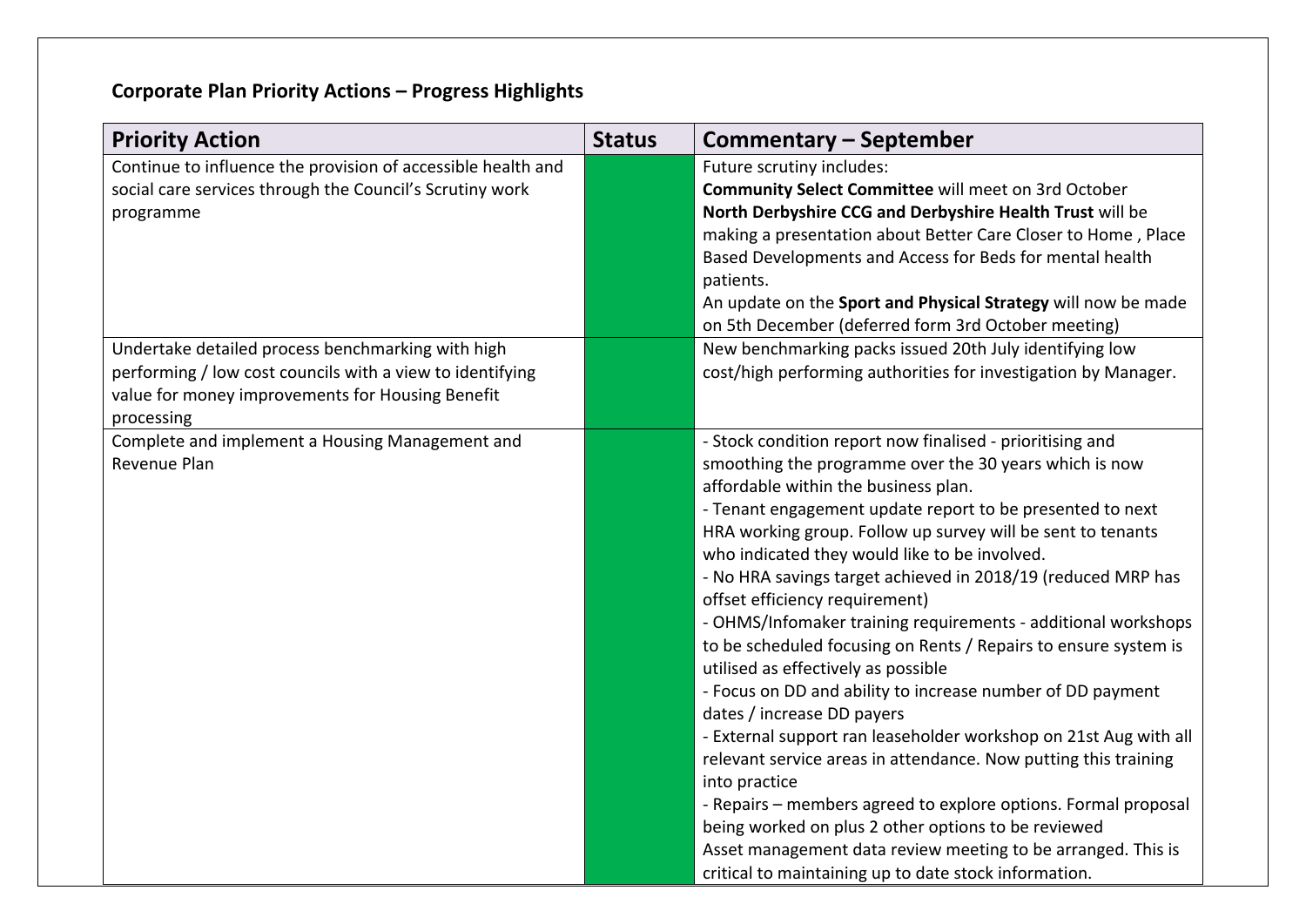## Corporate Plan Priority Actions – Progress Highlights

| Priority Action | Status | Commentary – September |
|---|---|---|
| Continue to influence the provision of accessible health and social care services through the Council's Scrutiny work programme | | Future scrutiny includes:<br>**Community Select Committee** will meet on 3rd October<br>**North Derbyshire CCG and Derbyshire Health Trust** will be making a presentation about Better Care Closer to Home , Place Based Developments and Access for Beds for mental health patients.<br>An update on the **Sport and Physical Strategy** will now be made on 5th December (deferred form 3rd October meeting) |
| Undertake detailed process benchmarking with high performing / low cost councils with a view to identifying value for money improvements for Housing Benefit processing | | New benchmarking packs issued 20th July identifying low cost/high performing authorities for investigation by Manager. |
| Complete and implement a Housing Management and Revenue Plan | | - Stock condition report now finalised - prioritising and smoothing the programme over the 30 years which is now affordable within the business plan.<br>- Tenant engagement update report to be presented to next HRA working group. Follow up survey will be sent to tenants who indicated they would like to be involved.<br>- No HRA savings target achieved in 2018/19 (reduced MRP has offset efficiency requirement)<br>- OHMS/Infomaker training requirements - additional workshops to be scheduled focusing on Rents / Repairs to ensure system is utilised as effectively as possible<br>- Focus on DD and ability to increase number of DD payment dates / increase DD payers<br>- External support ran leaseholder workshop on 21st Aug with all relevant service areas in attendance. Now putting this training into practice<br>- Repairs – members agreed to explore options. Formal proposal being worked on plus 2 other options to be reviewed<br>Asset management data review meeting to be arranged. This is critical to maintaining up to date stock information. |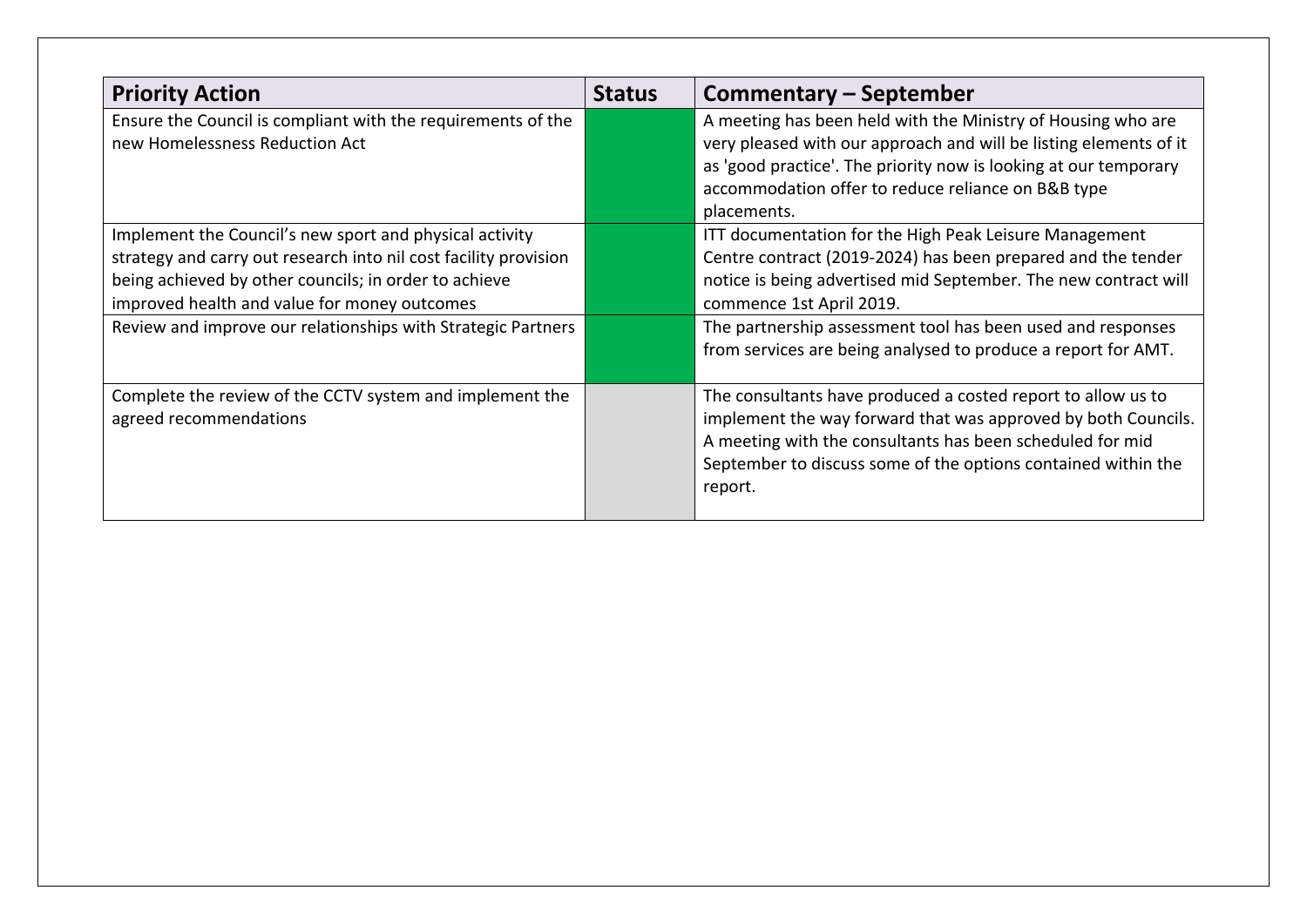| Priority Action | Status | Commentary – September |
|---|---|---|
| Ensure the Council is compliant with the requirements of the new Homelessness Reduction Act | | A meeting has been held with the Ministry of Housing who are very pleased with our approach and will be listing elements of it as 'good practice'. The priority now is looking at our temporary accommodation offer to reduce reliance on B&B type placements. |
| Implement the Council's new sport and physical activity strategy and carry out research into nil cost facility provision being achieved by other councils; in order to achieve improved health and value for money outcomes | | ITT documentation for the High Peak Leisure Management Centre contract (2019-2024) has been prepared and the tender notice is being advertised mid September. The new contract will commence 1st April 2019. |
| Review and improve our relationships with Strategic Partners | | The partnership assessment tool has been used and responses from services are being analysed to produce a report for AMT. |
| Complete the review of the CCTV system and implement the agreed recommendations | | The consultants have produced a costed report to allow us to implement the way forward that was approved by both Councils. A meeting with the consultants has been scheduled for mid September to discuss some of the options contained within the report. |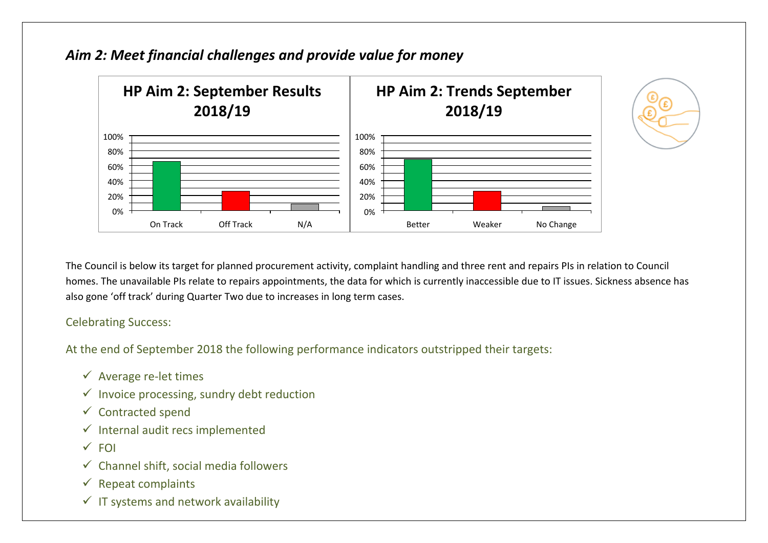## *Aim 2: Meet financial challenges and provide value for money*

The Council is below its target for planned procurement activity, complaint handling and three rent and repairs PIs in relation to Council homes. The unavailable PIs relate to repairs appointments, the data for which is currently inaccessible due to IT issues. Sickness absence has also gone 'off track' during Quarter Two due to increases in long term cases.

Celebrating Success:

At the end of September 2018 the following performance indicators outstripped their targets:

- ✓ Average re-let times
- ✓ Invoice processing, sundry debt reduction
- ✓ Contracted spend
- ✓ Internal audit recs implemented
- ✓ FOI
- ✓ Channel shift, social media followers
- ✓ Repeat complaints
- ✓ IT systems and network availability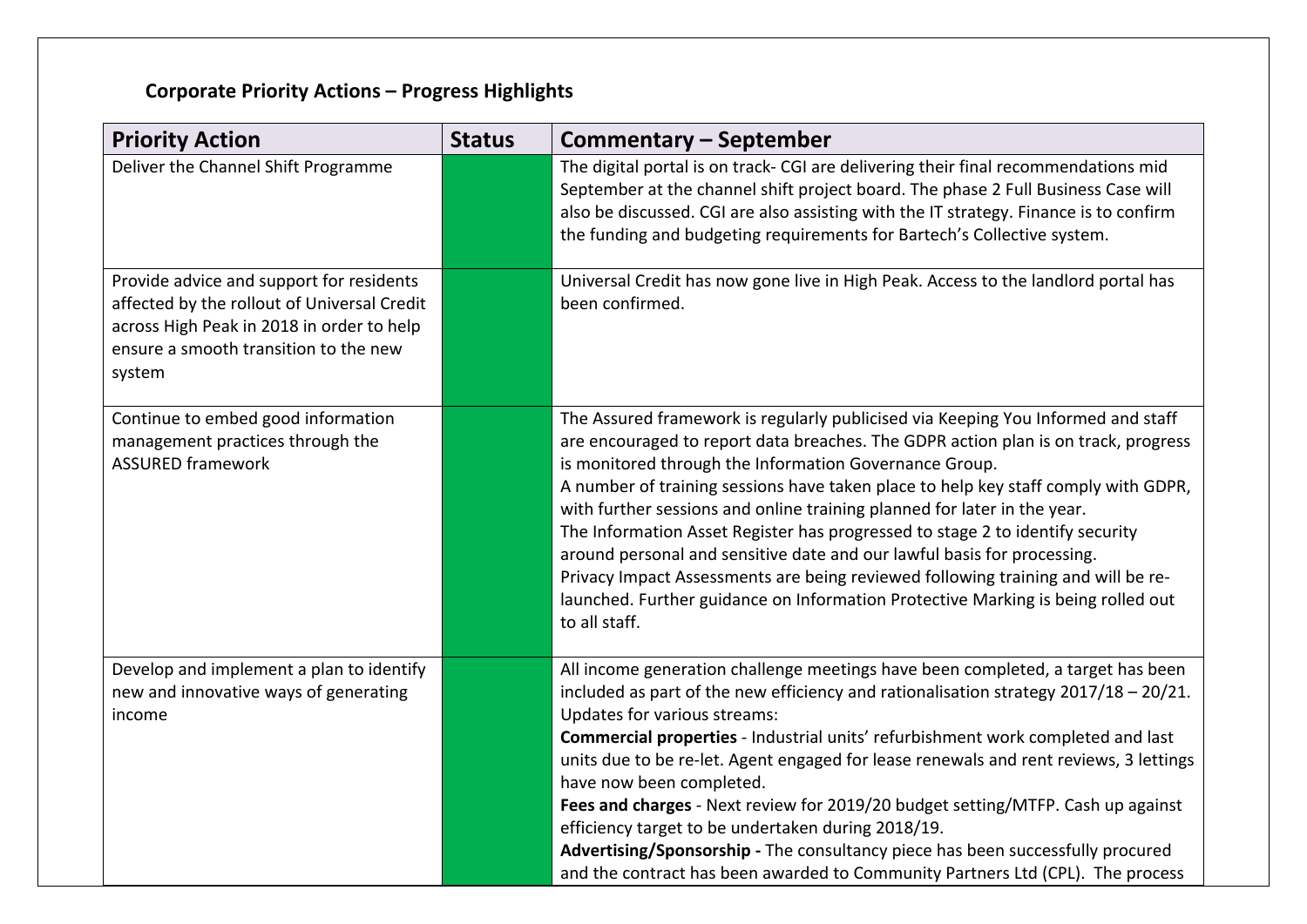**Corporate Priority Actions – Progress Highlights**

| Priority Action | Status | Commentary – September |
|---|---|---|
| Deliver the Channel Shift Programme | | The digital portal is on track- CGI are delivering their final recommendations mid September at the channel shift project board. The phase 2 Full Business Case will also be discussed. CGI are also assisting with the IT strategy. Finance is to confirm the funding and budgeting requirements for Bartech's Collective system. |
| Provide advice and support for residents affected by the rollout of Universal Credit across High Peak in 2018 in order to help ensure a smooth transition to the new system | | Universal Credit has now gone live in High Peak. Access to the landlord portal has been confirmed. |
| Continue to embed good information management practices through the ASSURED framework | | The Assured framework is regularly publicised via Keeping You Informed and staff are encouraged to report data breaches. The GDPR action plan is on track, progress is monitored through the Information Governance Group.<br>A number of training sessions have taken place to help key staff comply with GDPR, with further sessions and online training planned for later in the year.<br>The Information Asset Register has progressed to stage 2 to identify security around personal and sensitive date and our lawful basis for processing.<br>Privacy Impact Assessments are being reviewed following training and will be re-launched. Further guidance on Information Protective Marking is being rolled out to all staff. |
| Develop and implement a plan to identify new and innovative ways of generating income | | All income generation challenge meetings have been completed, a target has been included as part of the new efficiency and rationalisation strategy 2017/18 – 20/21.<br>Updates for various streams:<br>**Commercial properties** - Industrial units' refurbishment work completed and last units due to be re-let. Agent engaged for lease renewals and rent reviews, 3 lettings have now been completed.<br>**Fees and charges** - Next review for 2019/20 budget setting/MTFP. Cash up against efficiency target to be undertaken during 2018/19.<br>**Advertising/Sponsorship -** The consultancy piece has been successfully procured and the contract has been awarded to Community Partners Ltd (CPL). The process |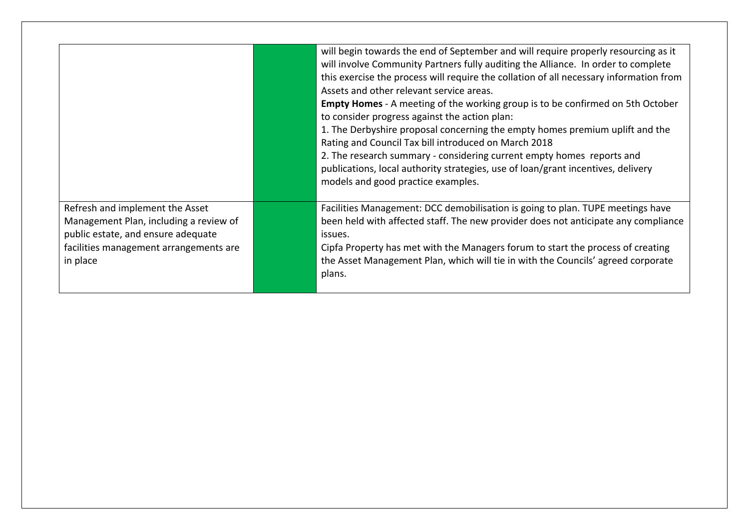| | | |
|---|---|---|
| | | will begin towards the end of September and will require properly resourcing as it will involve Community Partners fully auditing the Alliance. In order to complete this exercise the process will require the collation of all necessary information from Assets and other relevant service areas.<br>**Empty Homes** - A meeting of the working group is to be confirmed on 5th October to consider progress against the action plan:<br>1. The Derbyshire proposal concerning the empty homes premium uplift and the Rating and Council Tax bill introduced on March 2018<br>2. The research summary - considering current empty homes reports and publications, local authority strategies, use of loan/grant incentives, delivery models and good practice examples. |
| Refresh and implement the Asset Management Plan, including a review of public estate, and ensure adequate facilities management arrangements are in place | | Facilities Management: DCC demobilisation is going to plan. TUPE meetings have been held with affected staff. The new provider does not anticipate any compliance issues.<br>Cipfa Property has met with the Managers forum to start the process of creating the Asset Management Plan, which will tie in with the Councils' agreed corporate plans. |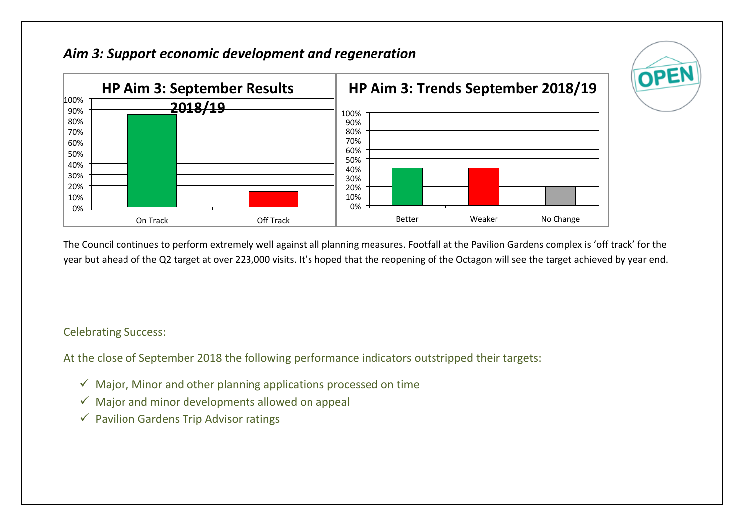## *Aim 3: Support economic development and regeneration*

The Council continues to perform extremely well against all planning measures. Footfall at the Pavilion Gardens complex is 'off track' for the year but ahead of the Q2 target at over 223,000 visits. It's hoped that the reopening of the Octagon will see the target achieved by year end.

Celebrating Success:

At the close of September 2018 the following performance indicators outstripped their targets:

- ✓ Major, Minor and other planning applications processed on time
- ✓ Major and minor developments allowed on appeal
- ✓ Pavilion Gardens Trip Advisor ratings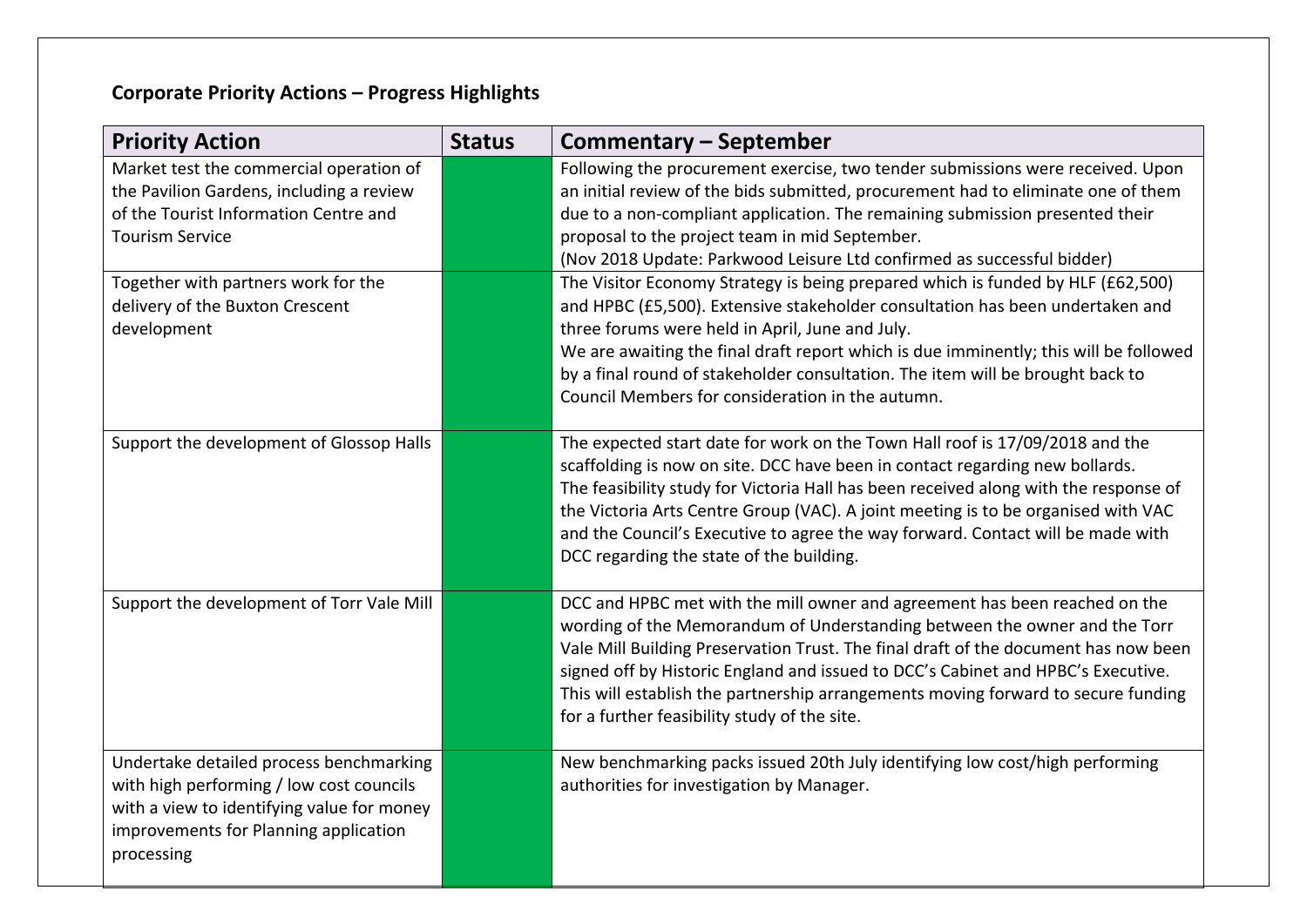**Corporate Priority Actions – Progress Highlights**

| Priority Action | Status | Commentary – September |
|---|---|---|
| Market test the commercial operation of the Pavilion Gardens, including a review of the Tourist Information Centre and Tourism Service | | Following the procurement exercise, two tender submissions were received. Upon an initial review of the bids submitted, procurement had to eliminate one of them due to a non-compliant application. The remaining submission presented their proposal to the project team in mid September.<br>(Nov 2018 Update: Parkwood Leisure Ltd confirmed as successful bidder) |
| Together with partners work for the delivery of the Buxton Crescent development | | The Visitor Economy Strategy is being prepared which is funded by HLF (£62,500) and HPBC (£5,500). Extensive stakeholder consultation has been undertaken and three forums were held in April, June and July.<br>We are awaiting the final draft report which is due imminently; this will be followed by a final round of stakeholder consultation. The item will be brought back to Council Members for consideration in the autumn. |
| Support the development of Glossop Halls | | The expected start date for work on the Town Hall roof is 17/09/2018 and the scaffolding is now on site. DCC have been in contact regarding new bollards.<br>The feasibility study for Victoria Hall has been received along with the response of the Victoria Arts Centre Group (VAC). A joint meeting is to be organised with VAC and the Council's Executive to agree the way forward. Contact will be made with DCC regarding the state of the building. |
| Support the development of Torr Vale Mill | | DCC and HPBC met with the mill owner and agreement has been reached on the wording of the Memorandum of Understanding between the owner and the Torr Vale Mill Building Preservation Trust. The final draft of the document has now been signed off by Historic England and issued to DCC's Cabinet and HPBC's Executive. This will establish the partnership arrangements moving forward to secure funding for a further feasibility study of the site. |
| Undertake detailed process benchmarking with high performing / low cost councils with a view to identifying value for money improvements for Planning application processing | | New benchmarking packs issued 20th July identifying low cost/high performing authorities for investigation by Manager. |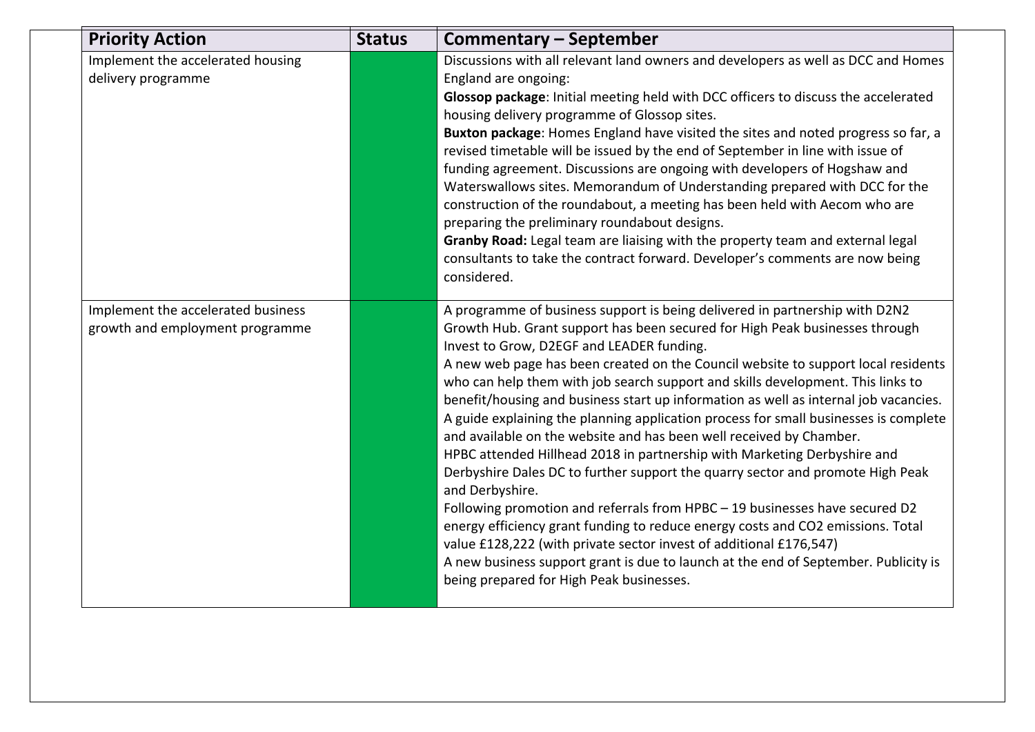| Priority Action | Status | Commentary – September |
| --- | --- | --- |
| Implement the accelerated housing delivery programme | | Discussions with all relevant land owners and developers as well as DCC and Homes England are ongoing:<br>**Glossop package**: Initial meeting held with DCC officers to discuss the accelerated housing delivery programme of Glossop sites.<br>**Buxton package**: Homes England have visited the sites and noted progress so far, a revised timetable will be issued by the end of September in line with issue of funding agreement. Discussions are ongoing with developers of Hogshaw and Waterswallows sites. Memorandum of Understanding prepared with DCC for the construction of the roundabout, a meeting has been held with Aecom who are preparing the preliminary roundabout designs.<br>**Granby Road:** Legal team are liaising with the property team and external legal consultants to take the contract forward. Developer's comments are now being considered. |
| Implement the accelerated business growth and employment programme | | A programme of business support is being delivered in partnership with D2N2 Growth Hub. Grant support has been secured for High Peak businesses through Invest to Grow, D2EGF and LEADER funding.<br>A new web page has been created on the Council website to support local residents who can help them with job search support and skills development. This links to benefit/housing and business start up information as well as internal job vacancies.<br>A guide explaining the planning application process for small businesses is complete and available on the website and has been well received by Chamber.<br>HPBC attended Hillhead 2018 in partnership with Marketing Derbyshire and Derbyshire Dales DC to further support the quarry sector and promote High Peak and Derbyshire.<br>Following promotion and referrals from HPBC – 19 businesses have secured D2 energy efficiency grant funding to reduce energy costs and $CO_2$ emissions. Total value £128,222 (with private sector invest of additional £176,547)<br>A new business support grant is due to launch at the end of September. Publicity is being prepared for High Peak businesses. |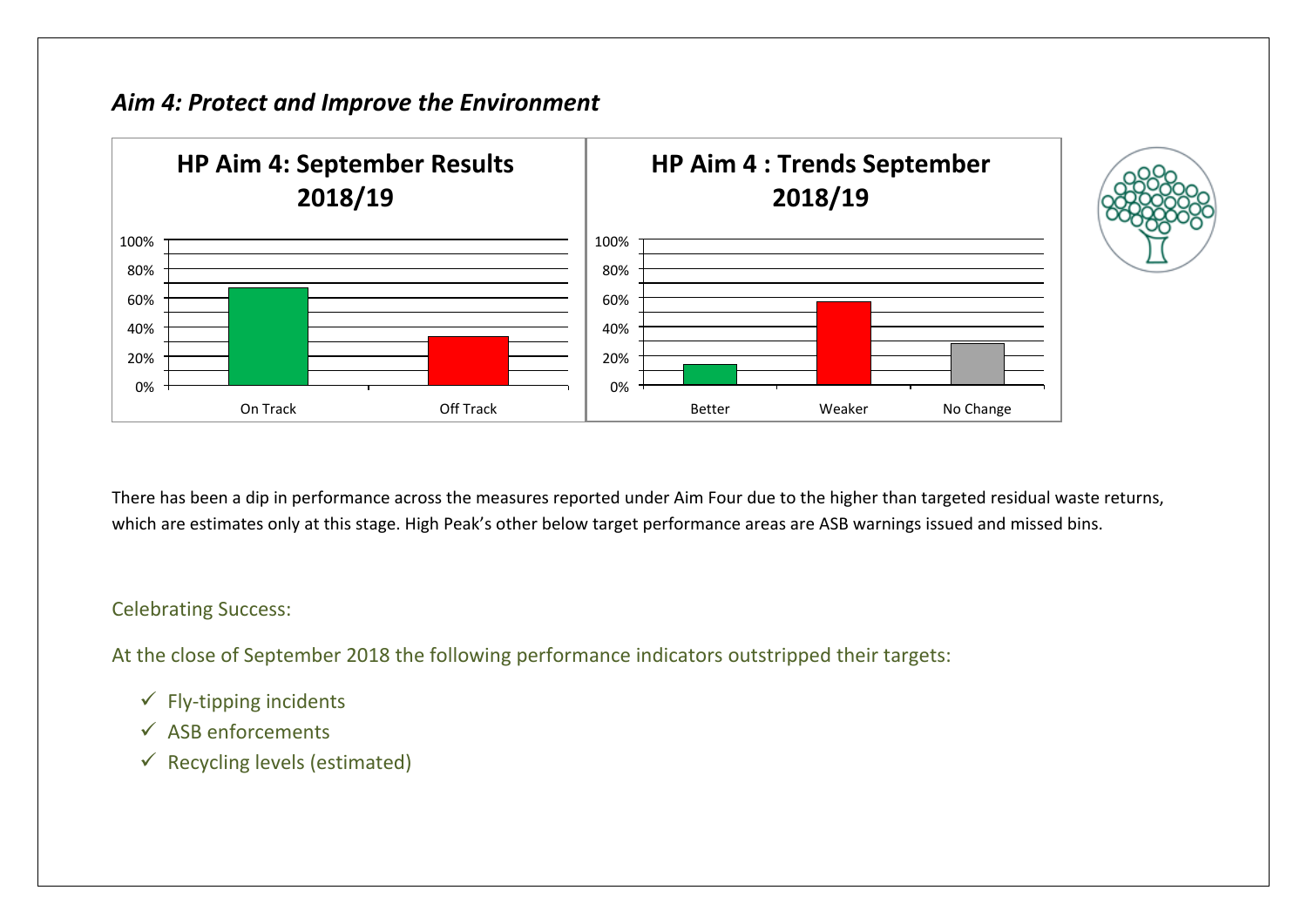## *Aim 4: Protect and Improve the Environment*

There has been a dip in performance across the measures reported under Aim Four due to the higher than targeted residual waste returns, which are estimates only at this stage. High Peak's other below target performance areas are ASB warnings issued and missed bins.

Celebrating Success:

At the close of September 2018 the following performance indicators outstripped their targets:

- ✓ Fly-tipping incidents
- ✓ ASB enforcements
- ✓ Recycling levels (estimated)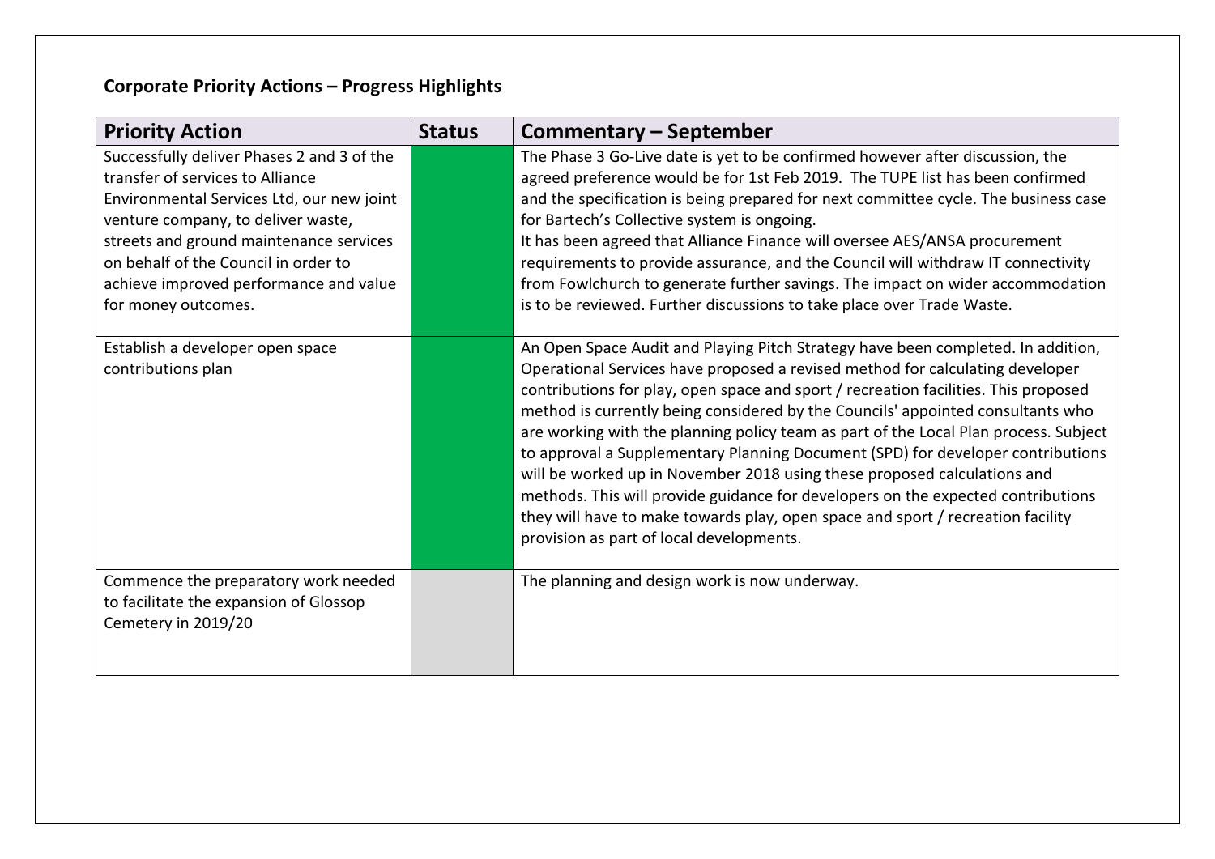## Corporate Priority Actions – Progress Highlights

| Priority Action | Status | Commentary – September |
|---|---|---|
| Successfully deliver Phases 2 and 3 of the transfer of services to Alliance Environmental Services Ltd, our new joint venture company, to deliver waste, streets and ground maintenance services on behalf of the Council in order to achieve improved performance and value for money outcomes. | | The Phase 3 Go-Live date is yet to be confirmed however after discussion, the agreed preference would be for 1st Feb 2019. The TUPE list has been confirmed and the specification is being prepared for next committee cycle. The business case for Bartech's Collective system is ongoing. It has been agreed that Alliance Finance will oversee AES/ANSA procurement requirements to provide assurance, and the Council will withdraw IT connectivity from Fowlchurch to generate further savings. The impact on wider accommodation is to be reviewed. Further discussions to take place over Trade Waste. |
| Establish a developer open space contributions plan | | An Open Space Audit and Playing Pitch Strategy have been completed. In addition, Operational Services have proposed a revised method for calculating developer contributions for play, open space and sport / recreation facilities. This proposed method is currently being considered by the Councils' appointed consultants who are working with the planning policy team as part of the Local Plan process. Subject to approval a Supplementary Planning Document (SPD) for developer contributions will be worked up in November 2018 using these proposed calculations and methods. This will provide guidance for developers on the expected contributions they will have to make towards play, open space and sport / recreation facility provision as part of local developments. |
| Commence the preparatory work needed to facilitate the expansion of Glossop Cemetery in 2019/20 | | The planning and design work is now underway. |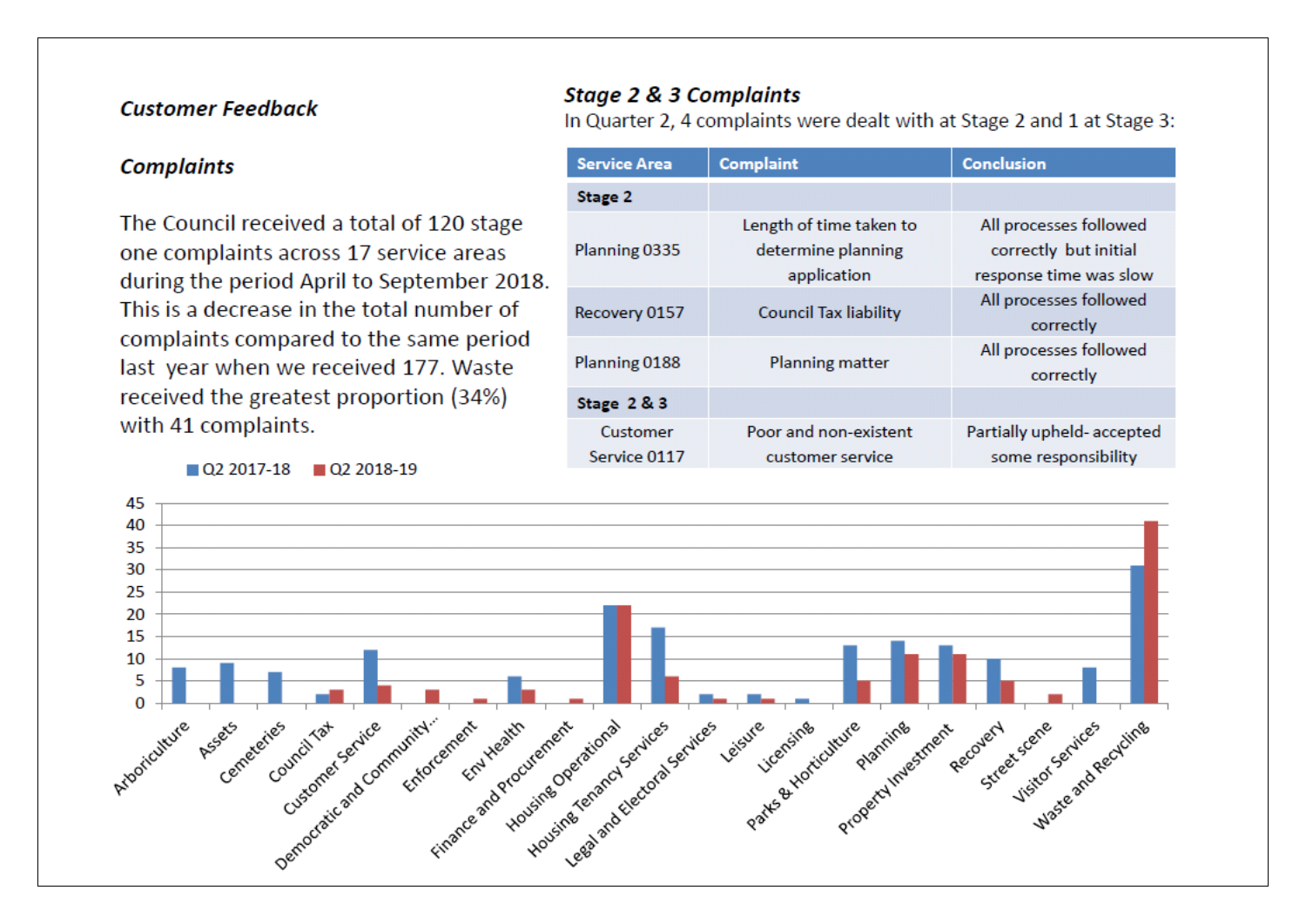### *Customer Feedback*

### *Complaints*

The Council received a total of 120 stage one complaints across 17 service areas during the period April to September 2018. This is a decrease in the total number of complaints compared to the same period last year when we received 177. Waste received the greatest proportion (34%) with 41 complaints.

### *Stage 2 & 3 Complaints*

In Quarter 2, 4 complaints were dealt with at Stage 2 and 1 at Stage 3:

| Service Area | Complaint | Conclusion |
|---|---|---|
| **Stage 2** | | |
| Planning 0335 | Length of time taken to determine planning application | All processes followed correctly but initial response time was slow |
| Recovery 0157 | Council Tax liability | All processes followed correctly |
| Planning 0188 | Planning matter | All processes followed correctly |
| **Stage 2 & 3** | | |
| Customer Service 0117 | Poor and non-existent customer service | Partially upheld- accepted some responsibility |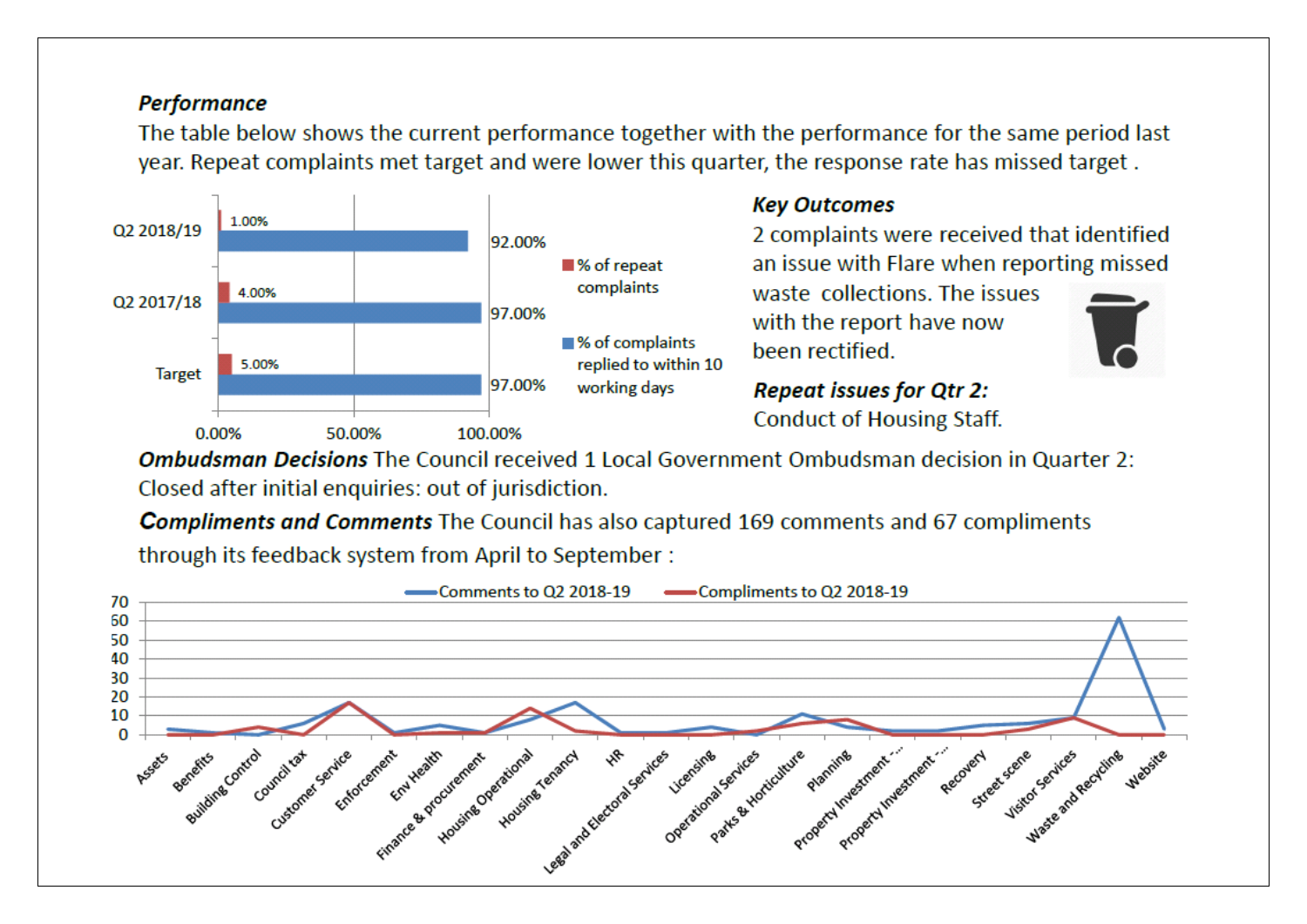***Performance***

The table below shows the current performance together with the performance for the same period last year. Repeat complaints met target and were lower this quarter, the response rate has missed target .

| | % of repeat complaints | % of complaints replied to within 10 working days |
|---|---|---|
| Q2 2018/19 | 1.00% | 92.00% |
| Q2 2017/18 | 4.00% | 97.00% |
| Target | 5.00% | 97.00% |

***Key Outcomes***

2 complaints were received that identified an issue with Flare when reporting missed waste collections. The issues with the report have now been rectified.

***Repeat issues for Qtr 2:***

Conduct of Housing Staff.

***Ombudsman Decisions*** The Council received 1 Local Government Ombudsman decision in Quarter 2: Closed after initial enquiries: out of jurisdiction.

***Compliments and Comments*** The Council has also captured 169 comments and 67 compliments through its feedback system from April to September :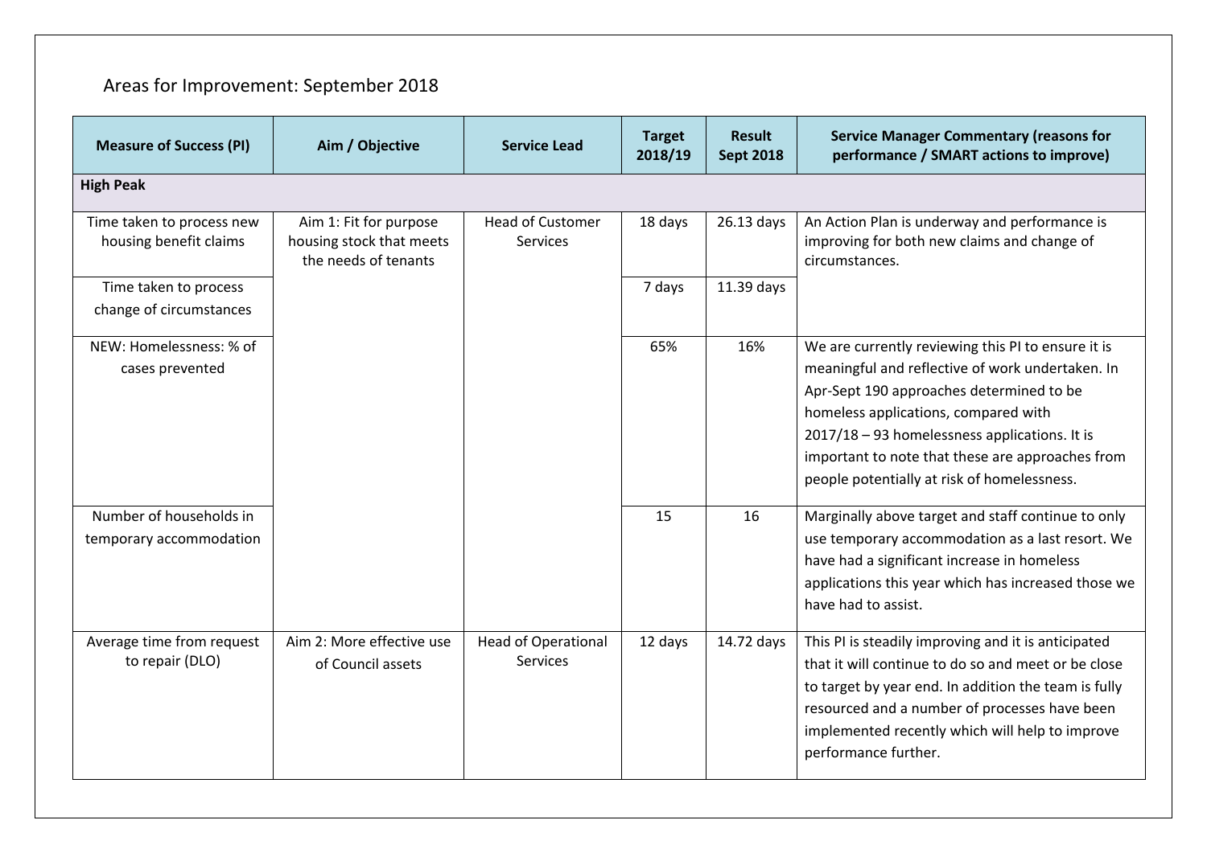## Areas for Improvement: September 2018

| Measure of Success (PI) | Aim / Objective | Service Lead | Target 2018/19 | Result Sept 2018 | Service Manager Commentary (reasons for performance / SMART actions to improve) |
|---|---|---|---|---|---|
| **High Peak** | | | | | |
| Time taken to process new housing benefit claims | Aim 1: Fit for purpose housing stock that meets the needs of tenants | Head of Customer Services | 18 days | 26.13 days | An Action Plan is underway and performance is improving for both new claims and change of circumstances. |
| Time taken to process change of circumstances | | | 7 days | 11.39 days | |
| NEW: Homelessness: % of cases prevented | | | 65% | 16% | We are currently reviewing this PI to ensure it is meaningful and reflective of work undertaken. In Apr-Sept 190 approaches determined to be homeless applications, compared with 2017/18 – 93 homelessness applications. It is important to note that these are approaches from people potentially at risk of homelessness. |
| Number of households in temporary accommodation | | | 15 | 16 | Marginally above target and staff continue to only use temporary accommodation as a last resort. We have had a significant increase in homeless applications this year which has increased those we have had to assist. |
| Average time from request to repair (DLO) | Aim 2: More effective use of Council assets | Head of Operational Services | 12 days | 14.72 days | This PI is steadily improving and it is anticipated that it will continue to do so and meet or be close to target by year end. In addition the team is fully resourced and a number of processes have been implemented recently which will help to improve performance further. |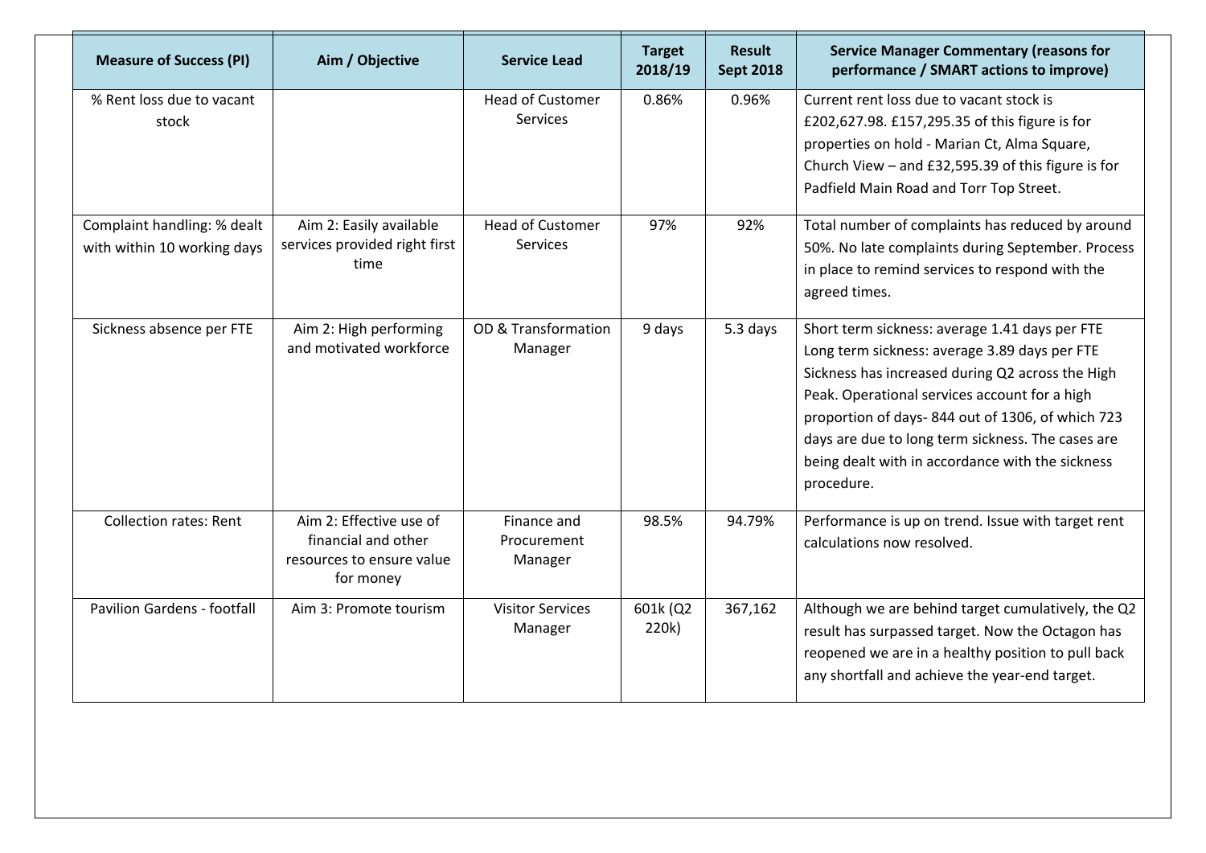| Measure of Success (PI) | Aim / Objective | Service Lead | Target 2018/19 | Result Sept 2018 | Service Manager Commentary (reasons for performance / SMART actions to improve) |
|---|---|---|---|---|---|
| % Rent loss due to vacant stock | | Head of Customer Services | 0.86% | 0.96% | Current rent loss due to vacant stock is £202,627.98. £157,295.35 of this figure is for properties on hold - Marian Ct, Alma Square, Church View – and £32,595.39 of this figure is for Padfield Main Road and Torr Top Street. |
| Complaint handling: % dealt with within 10 working days | Aim 2: Easily available services provided right first time | Head of Customer Services | 97% | 92% | Total number of complaints has reduced by around 50%. No late complaints during September. Process in place to remind services to respond with the agreed times. |
| Sickness absence per FTE | Aim 2: High performing and motivated workforce | OD & Transformation Manager | 9 days | 5.3 days | Short term sickness: average 1.41 days per FTE<br>Long term sickness: average 3.89 days per FTE<br>Sickness has increased during Q2 across the High Peak. Operational services account for a high proportion of days- 844 out of 1306, of which 723 days are due to long term sickness. The cases are being dealt with in accordance with the sickness procedure. |
| Collection rates: Rent | Aim 2: Effective use of financial and other resources to ensure value for money | Finance and Procurement Manager | 98.5% | 94.79% | Performance is up on trend. Issue with target rent calculations now resolved. |
| Pavilion Gardens - footfall | Aim 3: Promote tourism | Visitor Services Manager | 601k (Q2 220k) | 367,162 | Although we are behind target cumulatively, the Q2 result has surpassed target. Now the Octagon has reopened we are in a healthy position to pull back any shortfall and achieve the year-end target. |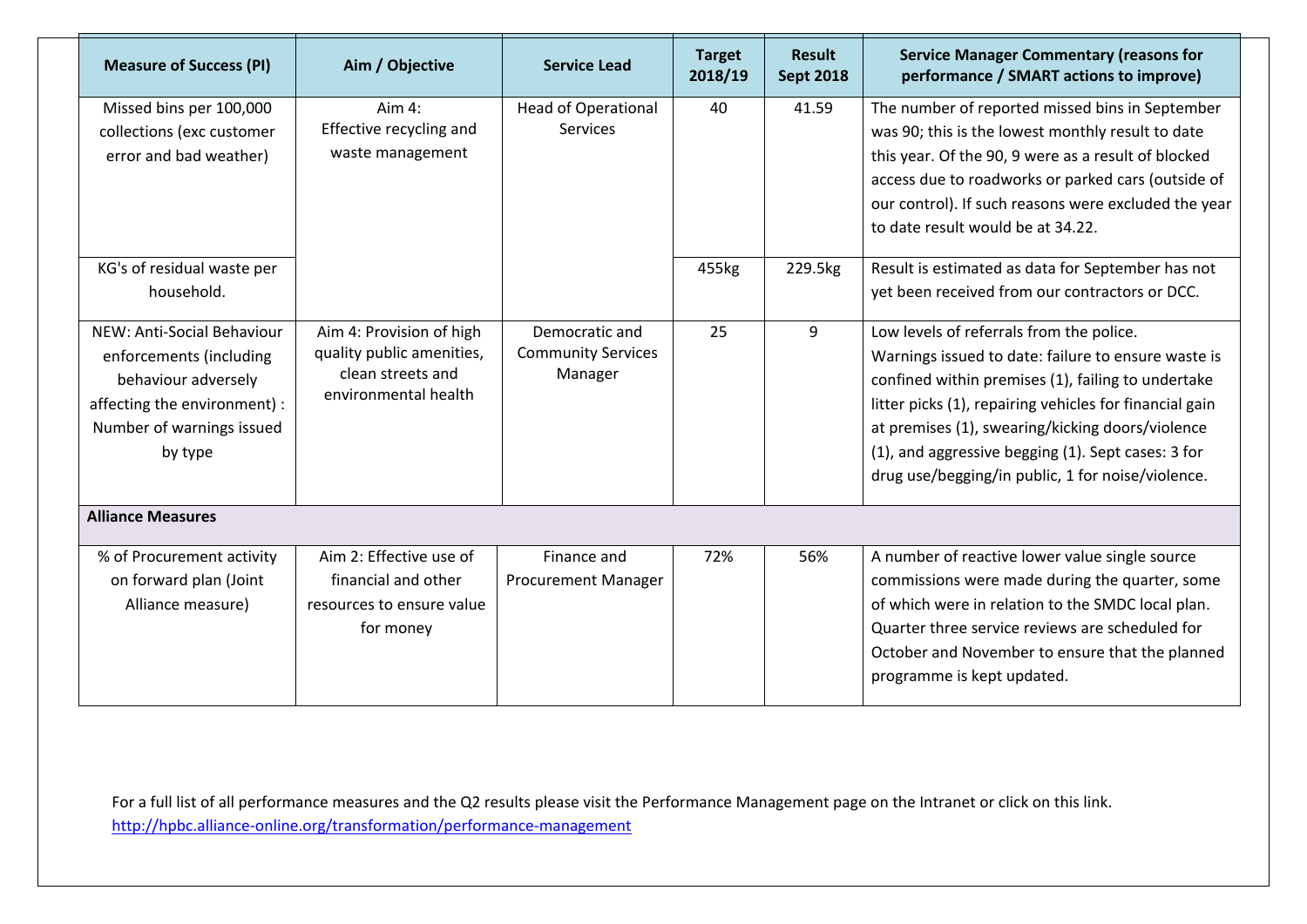| Measure of Success (PI) | Aim / Objective | Service Lead | Target 2018/19 | Result Sept 2018 | Service Manager Commentary (reasons for performance / SMART actions to improve) |
|---|---|---|---|---|---|
| Missed bins per 100,000 collections (exc customer error and bad weather) | Aim 4: Effective recycling and waste management | Head of Operational Services | 40 | 41.59 | The number of reported missed bins in September was 90; this is the lowest monthly result to date this year. Of the 90, 9 were as a result of blocked access due to roadworks or parked cars (outside of our control). If such reasons were excluded the year to date result would be at 34.22. |
| KG's of residual waste per household. | | | 455kg | 229.5kg | Result is estimated as data for September has not yet been received from our contractors or DCC. |
| NEW: Anti-Social Behaviour enforcements (including behaviour adversely affecting the environment) : Number of warnings issued by type | Aim 4: Provision of high quality public amenities, clean streets and environmental health | Democratic and Community Services Manager | 25 | 9 | Low levels of referrals from the police. Warnings issued to date: failure to ensure waste is confined within premises (1), failing to undertake litter picks (1), repairing vehicles for financial gain at premises (1), swearing/kicking doors/violence (1), and aggressive begging (1). Sept cases: 3 for drug use/begging/in public, 1 for noise/violence. |
| **Alliance Measures** | | | | | |
| % of Procurement activity on forward plan (Joint Alliance measure) | Aim 2: Effective use of financial and other resources to ensure value for money | Finance and Procurement Manager | 72% | 56% | A number of reactive lower value single source commissions were made during the quarter, some of which were in relation to the SMDC local plan. Quarter three service reviews are scheduled for October and November to ensure that the planned programme is kept updated. |

For a full list of all performance measures and the Q2 results please visit the Performance Management page on the Intranet or click on this link. [http://hpbc.alliance-online.org/transformation/performance-management](http://hpbc.alliance-online.org/transformation/performance-management)